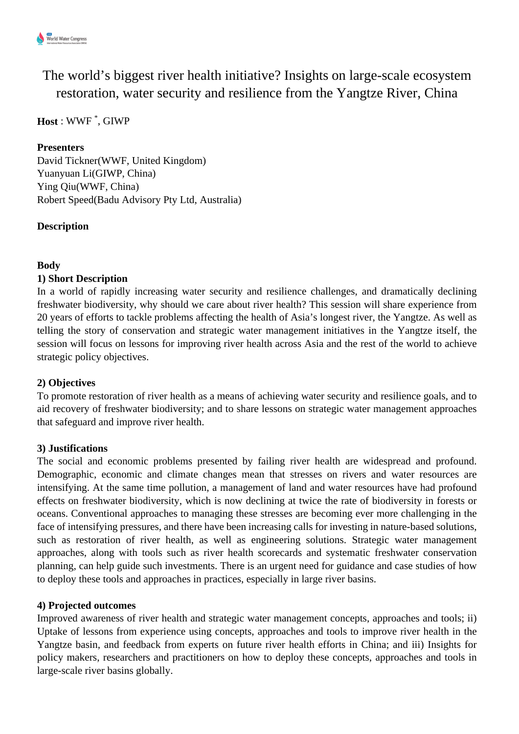# The world's biggest river health initiative? Insights on large-scale ecosystem restoration, water security and resilience from the Yangtze River, China

**Host** : WWF *, GIWP

**Presenters**

David Tickner(WWF, United Kingdom)
Yuanyuan Li(GIWP, China)
Ying Qiu(WWF, China)
Robert Speed(Badu Advisory Pty Ltd, Australia)

**Description**

**Body**

**1) Short Description**

In a world of rapidly increasing water security and resilience challenges, and dramatically declining freshwater biodiversity, why should we care about river health? This session will share experience from 20 years of efforts to tackle problems affecting the health of Asia's longest river, the Yangtze. As well as telling the story of conservation and strategic water management initiatives in the Yangtze itself, the session will focus on lessons for improving river health across Asia and the rest of the world to achieve strategic policy objectives.

**2) Objectives**

To promote restoration of river health as a means of achieving water security and resilience goals, and to aid recovery of freshwater biodiversity; and to share lessons on strategic water management approaches that safeguard and improve river health.

**3) Justifications**

The social and economic problems presented by failing river health are widespread and profound. Demographic, economic and climate changes mean that stresses on rivers and water resources are intensifying. At the same time pollution, a management of land and water resources have had profound effects on freshwater biodiversity, which is now declining at twice the rate of biodiversity in forests or oceans. Conventional approaches to managing these stresses are becoming ever more challenging in the face of intensifying pressures, and there have been increasing calls for investing in nature-based solutions, such as restoration of river health, as well as engineering solutions. Strategic water management approaches, along with tools such as river health scorecards and systematic freshwater conservation planning, can help guide such investments. There is an urgent need for guidance and case studies of how to deploy these tools and approaches in practices, especially in large river basins.

**4) Projected outcomes**

Improved awareness of river health and strategic water management concepts, approaches and tools; ii) Uptake of lessons from experience using concepts, approaches and tools to improve river health in the Yangtze basin, and feedback from experts on future river health efforts in China; and iii) Insights for policy makers, researchers and practitioners on how to deploy these concepts, approaches and tools in large-scale river basins globally.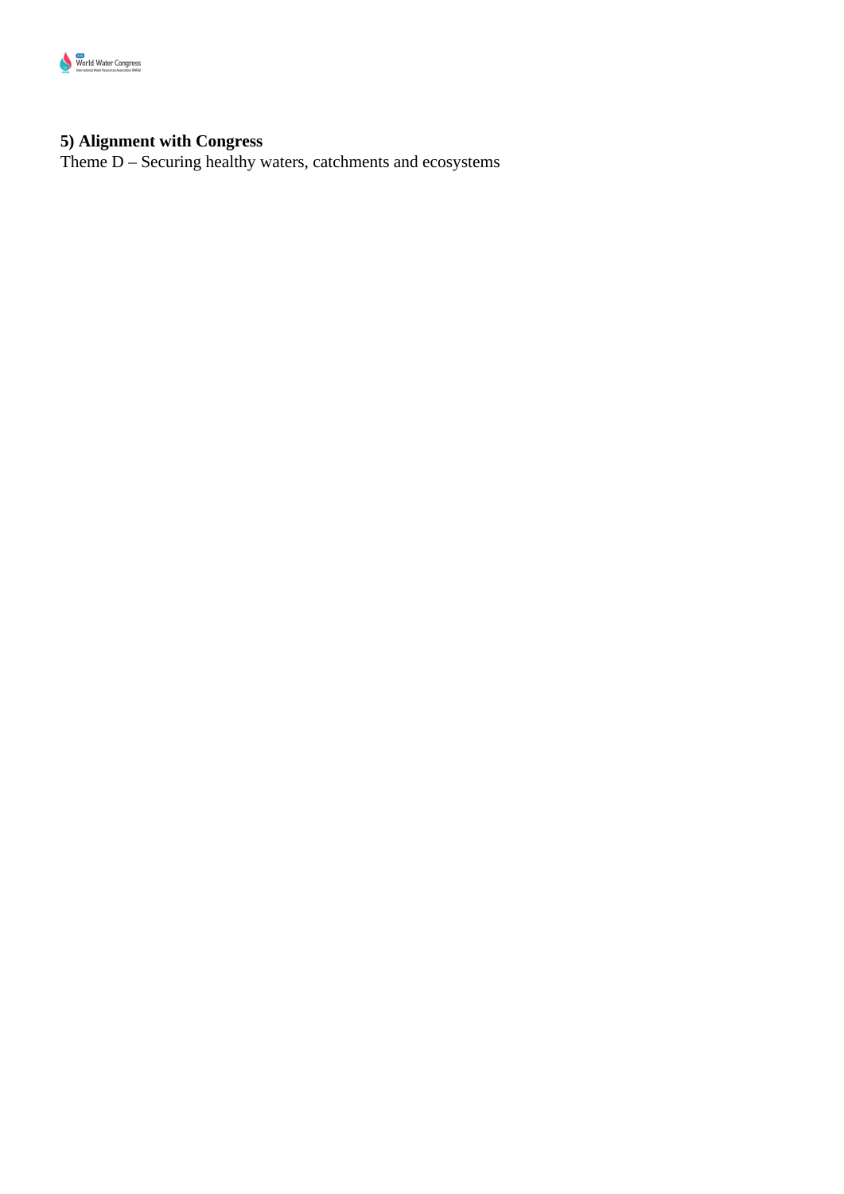**5) Alignment with Congress**

Theme D – Securing healthy waters, catchments and ecosystems